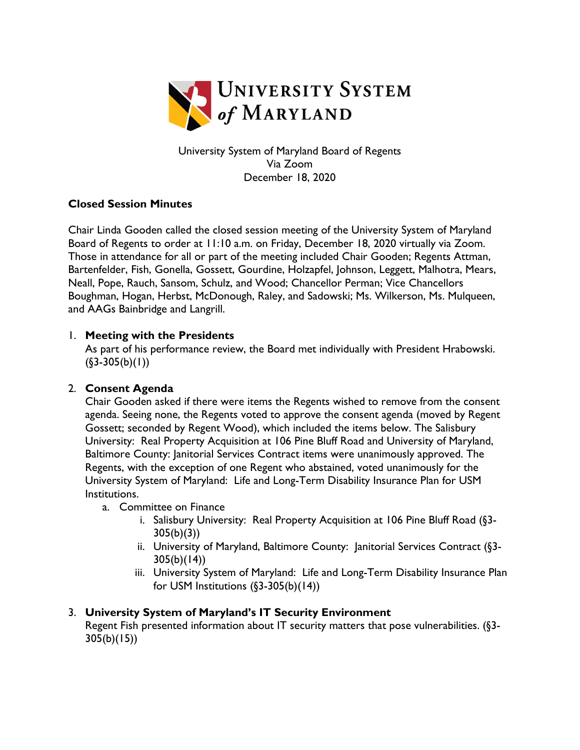University System of Maryland Board of Regents
Via Zoom
December 18, 2020

## Closed Session Minutes

Chair Linda Gooden called the closed session meeting of the University System of Maryland Board of Regents to order at 11:10 a.m. on Friday, December 18, 2020 virtually via Zoom. Those in attendance for all or part of the meeting included Chair Gooden; Regents Attman, Bartenfelder, Fish, Gonella, Gossett, Gourdine, Holzapfel, Johnson, Leggett, Malhotra, Mears, Neall, Pope, Rauch, Sansom, Schulz, and Wood; Chancellor Perman; Vice Chancellors Boughman, Hogan, Herbst, McDonough, Raley, and Sadowski; Ms. Wilkerson, Ms. Mulqueen, and AAGs Bainbridge and Langrill.

1. **Meeting with the Presidents**
   As part of his performance review, the Board met individually with President Hrabowski. (§3-305(b)(1))

2. **Consent Agenda**
   Chair Gooden asked if there were items the Regents wished to remove from the consent agenda. Seeing none, the Regents voted to approve the consent agenda (moved by Regent Gossett; seconded by Regent Wood), which included the items below. The Salisbury University: Real Property Acquisition at 106 Pine Bluff Road and University of Maryland, Baltimore County: Janitorial Services Contract items were unanimously approved. The Regents, with the exception of one Regent who abstained, voted unanimously for the University System of Maryland: Life and Long-Term Disability Insurance Plan for USM Institutions.
   a. Committee on Finance
      i. Salisbury University: Real Property Acquisition at 106 Pine Bluff Road (§3-305(b)(3))
      ii. University of Maryland, Baltimore County: Janitorial Services Contract (§3-305(b)(14))
      iii. University System of Maryland: Life and Long-Term Disability Insurance Plan for USM Institutions (§3-305(b)(14))

3. **University System of Maryland's IT Security Environment**
   Regent Fish presented information about IT security matters that pose vulnerabilities. (§3-305(b)(15))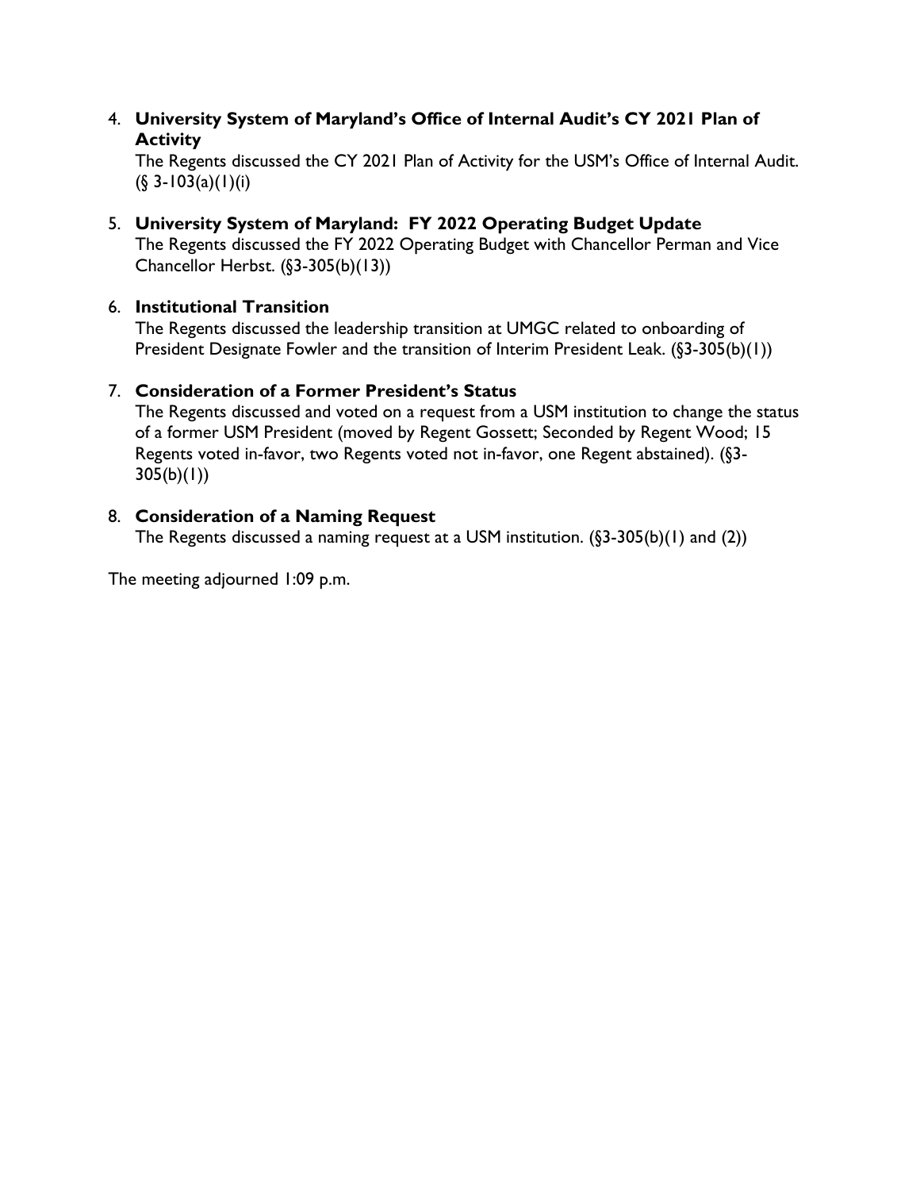4. **University System of Maryland's Office of Internal Audit's CY 2021 Plan of Activity**
   The Regents discussed the CY 2021 Plan of Activity for the USM's Office of Internal Audit. (§ 3-103(a)(1)(i)

5. **University System of Maryland: FY 2022 Operating Budget Update**
   The Regents discussed the FY 2022 Operating Budget with Chancellor Perman and Vice Chancellor Herbst. (§3-305(b)(13))

6. **Institutional Transition**
   The Regents discussed the leadership transition at UMGC related to onboarding of President Designate Fowler and the transition of Interim President Leak. (§3-305(b)(1))

7. **Consideration of a Former President's Status**
   The Regents discussed and voted on a request from a USM institution to change the status of a former USM President (moved by Regent Gossett; Seconded by Regent Wood; 15 Regents voted in-favor, two Regents voted not in-favor, one Regent abstained). (§3-305(b)(1))

8. **Consideration of a Naming Request**
   The Regents discussed a naming request at a USM institution. (§3-305(b)(1) and (2))

The meeting adjourned 1:09 p.m.